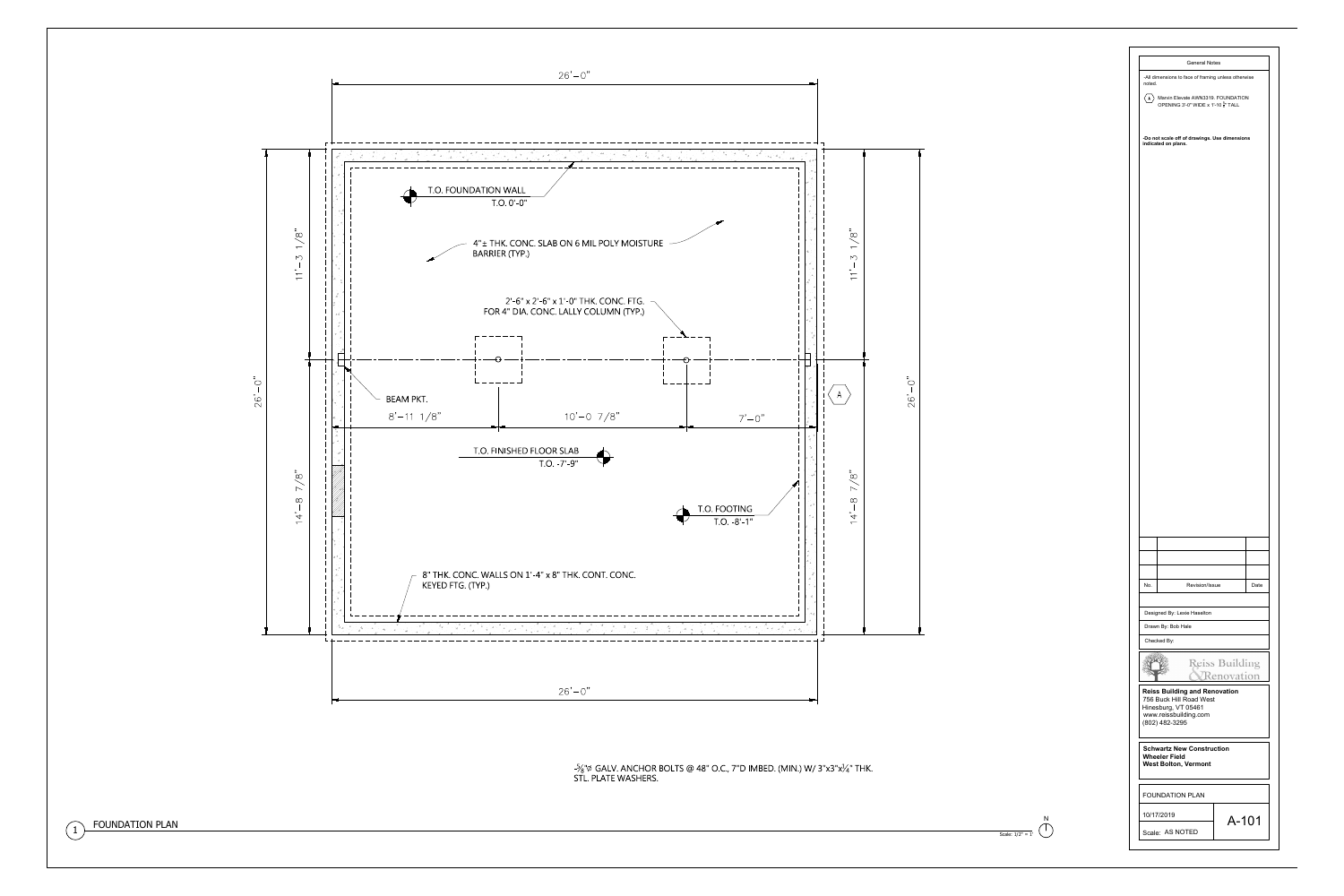# FOUNDATION PLAN

26'-0"

11'-3 1/8"

14'-8 7/8"

26'-0"

T.O. FOUNDATION WALL
T.O. 0'-0"

4"± THK. CONC. SLAB ON 6 MIL POLY MOISTURE BARRIER (TYP.)

2'-6" x 2'-6" x 1'-0" THK. CONC. FTG. FOR 4" DIA. CONC. LALLY COLUMN (TYP.)

BEAM PKT.

8'-11 1/8" — 10'-0 7/8" — 7'-0"

A

T.O. FINISHED FLOOR SLAB
T.O. -7'-9"

T.O. FOOTING
T.O. -8'-1"

8" THK. CONC. WALLS ON 1'-4" x 8" THK. CONT. CONC. KEYED FTG. (TYP.)

5/8"Ø GALV. ANCHOR BOLTS @ 48" O.C., 7"D IMBED. (MIN.) W/ 3"x3"x1/4" THK. STL. PLATE WASHERS.

1 FOUNDATION PLAN

Scale: 1/2" = 1'

N

## General Notes

-All dimensions to face of framing unless otherwise noted.

(A) Marvin Elevate AWN3319. FOUNDATION OPENING 3'-0" WIDE x 1'-10 1/2" TALL

**-Do not scale off of drawings. Use dimensions indicated on plans.**

| No. | Revision/Issue | Date |
|---|---|---|
| | | |
| | | |
| | | |

Designed By: Lexie Haselton

Drawn By: Bob Hale

Checked By:

Reiss Building & Renovation

**Reiss Building and Renovation**
756 Buck Hill Road West
Hinesburg, VT 05461
www.reissbuilding.com
(802) 482-3295

**Schwartz New Construction**
**Wheeler Field**
**West Bolton, Vermont**

FOUNDATION PLAN

10/17/2019

Scale: AS NOTED

A-101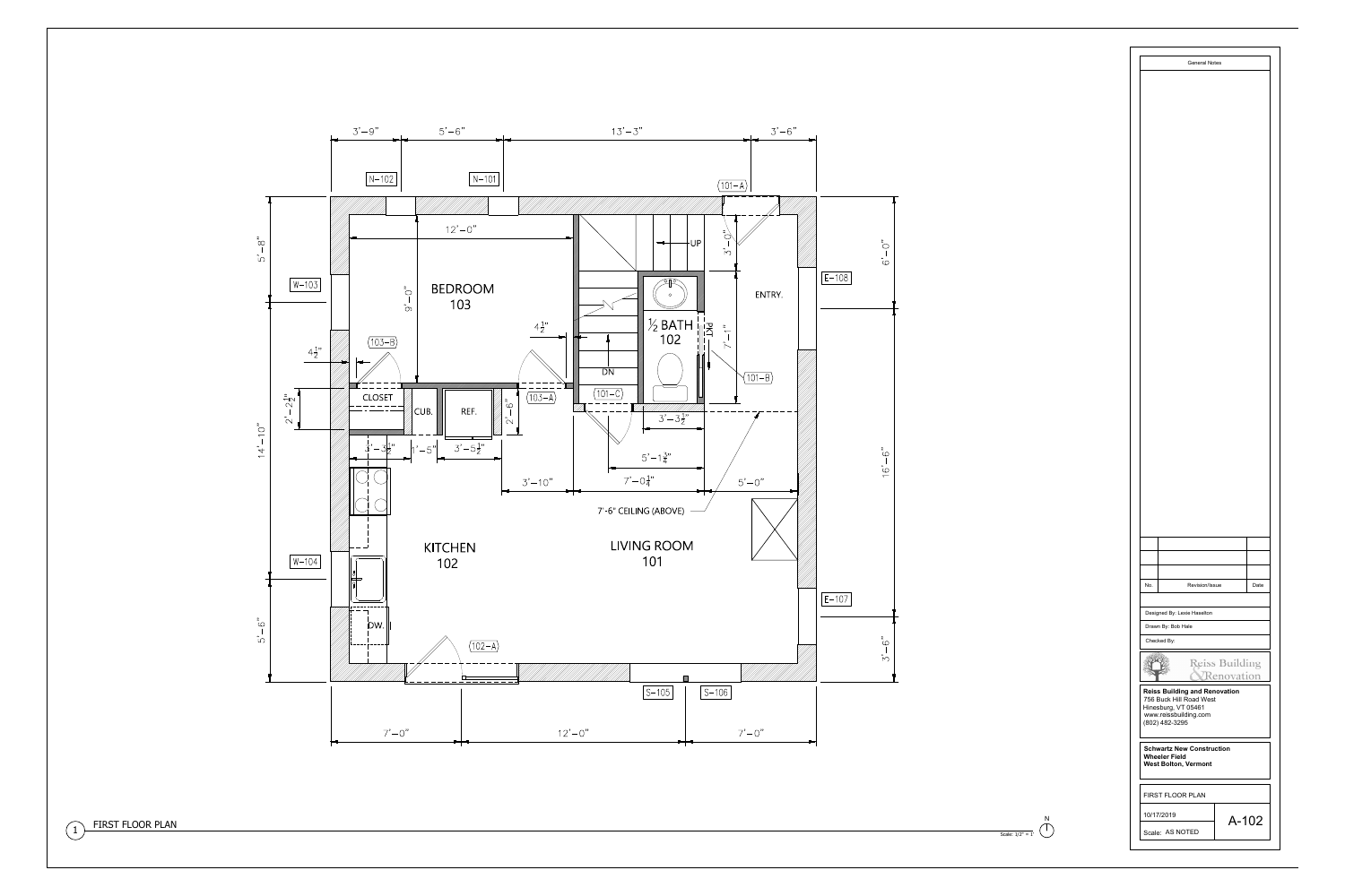# FIRST FLOOR PLAN

3'-9" 5'-6" 13'-3" 3'-6"

N-102 N-101 (101-A)

12'-0"

9'-0"

BEDROOM 103

3'-0" UP

½ BATH 102

ENTRY.

6'-0"

5'-8"

W-103

E-108

4½"

4½"

(103-B)

DN

7'-1"

(101-B)

CLOSET CUB. REF. 2'-6" (103-A) (101-C)

2'-2½"

3'-3½"

14'-10"

3'-3½" 1'-5" 3'-5½"

5'-1¾"

16'-6"

3'-10" 7'-0¼" 5'-0"

7'-6" CEILING (ABOVE)

KITCHEN 102

LIVING ROOM 101

W-104

E-107

5'-6"

DW.

(102-A)

3'-6"

S-105 S-106

7'-0" 12'-0" 7'-0"

1 FIRST FLOOR PLAN

Scale: 1/2" = 1'

N

| General Notes | | |
|---|---|---|
| No. | Revision/Issue | Date |

Designed By: Lexie Haselton

Drawn By: Bob Hale

Checked By:

Reiss Building & Renovation

**Reiss Building and Renovation**
756 Buck Hill Road West
Hinesburg, VT 05461
www.reissbuilding.com
(802) 482-3295

**Schwartz New Construction**
**Wheeler Field**
**West Bolton, Vermont**

FIRST FLOOR PLAN

10/17/2019

Scale: AS NOTED

A-102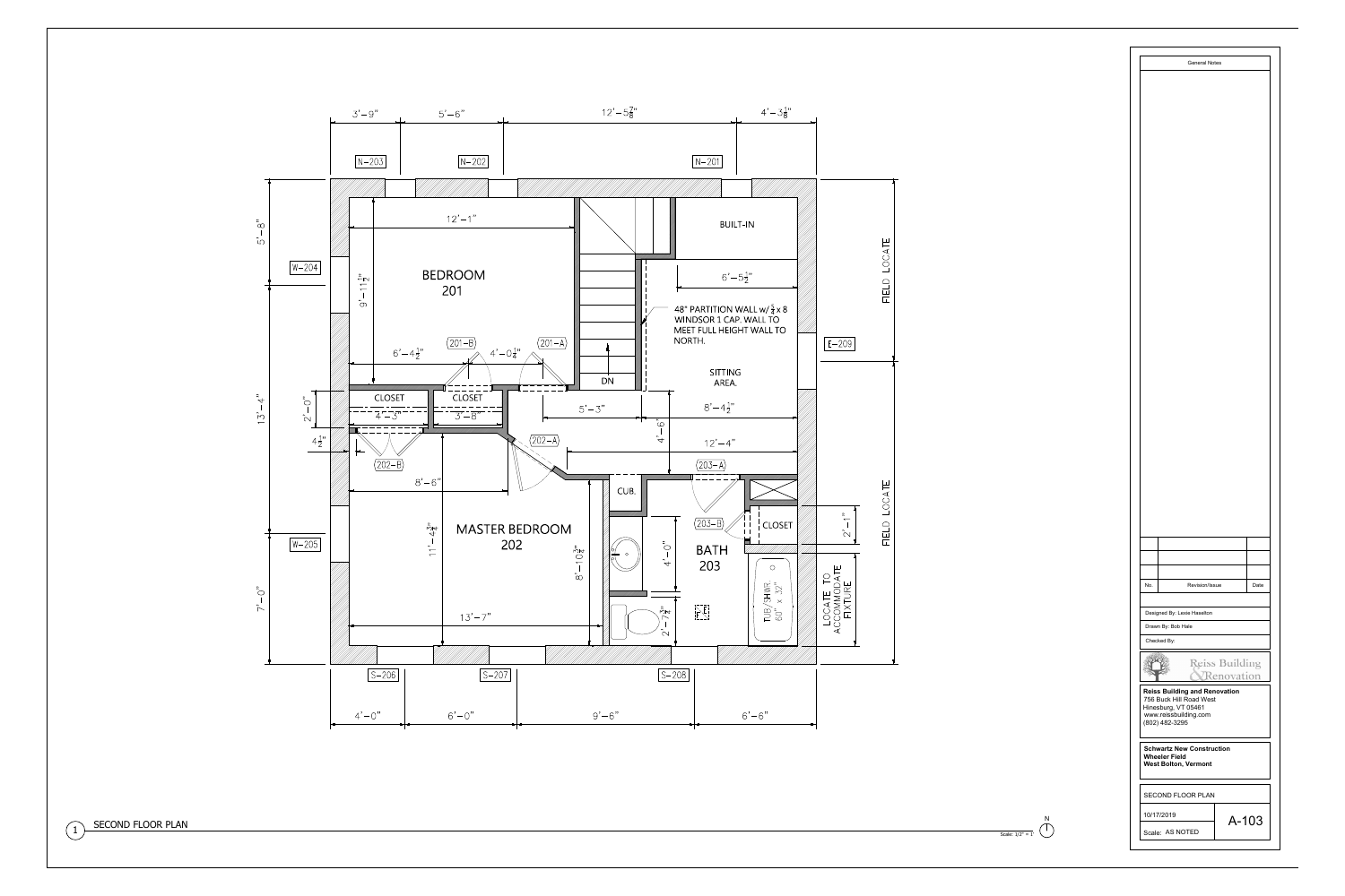General Notes

| No. | Revision/Issue | Date |
| --- | --- | --- |
| | | |
| | | |
| | | |

Designed By: Lexie Haselton

Drawn By: Bob Hale

Checked By:

Reiss Building & Renovation

**Reiss Building and Renovation**
756 Buck Hill Road West
Hinesburg, VT 05461
www.reissbuilding.com
(802) 482-3295

**Schwartz New Construction**
**Wheeler Field**
**West Bolton, Vermont**

SECOND FLOOR PLAN

10/17/2019

Scale: AS NOTED

A-103

BEDROOM 201

MASTER BEDROOM 202

BATH 203

SITTING AREA.

BUILT-IN

CLOSET

CLOSET

CLOSET

CUB.

DN

TUB/SHWR. 60" x 32"

48" PARTITION WALL w/ 3/4 x 8 WINDSOR 1 CAP. WALL TO MEET FULL HEIGHT WALL TO NORTH.

FIELD LOCATE

FIELD LOCATE

LOCATE TO ACCOMMODATE FIXTURE

N-201, N-202, N-203, W-204, W-205, E-209, S-206, S-207, S-208

201-A, 201-B, 202-A, 202-B, 203-A, 203-B

Dimensions: 3'-9", 5'-6", 12'-5 7/8", 4'-3 1/8", 5'-8", 13'-4", 7'-0", 2'-0", 4 1/2", 12'-1", 9'-11 1/2", 6'-4 1/2", 4'-0 1/4", 6'-5 1/2", 4'-3", 3'-8", 5'-3", 8'-4 1/2", 4'-6", 12'-4", 8'-6", 11'-4 3/4", 8'-10 3/4", 4'-0", 2'-7 3/4", 2'-1", 13'-7", 4'-0", 6'-0", 9'-6", 6'-6"

1 SECOND FLOOR PLAN

Scale: 1/2" = 1'

N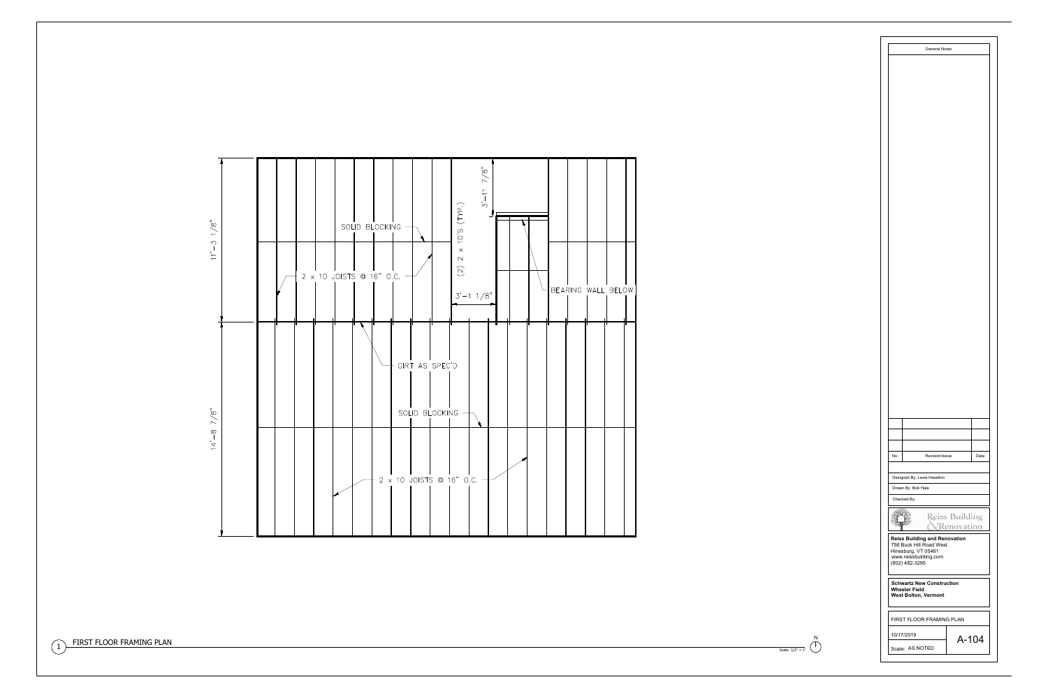11'-3 1/8"

SOLID BLOCKING

2 x 10 JOISTS @ 16" O.C.

(2) 2 x 10'S (TYP.)

3'-11 7/8"

3'-1 1/8"

BEARING WALL BELOW

GIRT AS SPEC'D

14'-8 7/8"

SOLID BLOCKING

2 x 10 JOISTS @ 16" O.C.

1 FIRST FLOOR FRAMING PLAN

Scale: 1/2" = 1'

N

General Notes

| No. | Revision/Issue | Date |
|---|---|---|
| | | |
| | | |
| | | |

Designed By: Lexie Haselton

Drawn By: Bob Hale

Checked By:

Reiss Building & Renovation

**Reiss Building and Renovation**
756 Buck Hill Road West
Hinesburg, VT 05461
www.reissbuilding.com
(802) 482-3295

**Schwartz New Construction**
**Wheeler Field**
**West Bolton, Vermont**

FIRST FLOOR FRAMING PLAN

10/17/2019

Scale: AS NOTED

A-104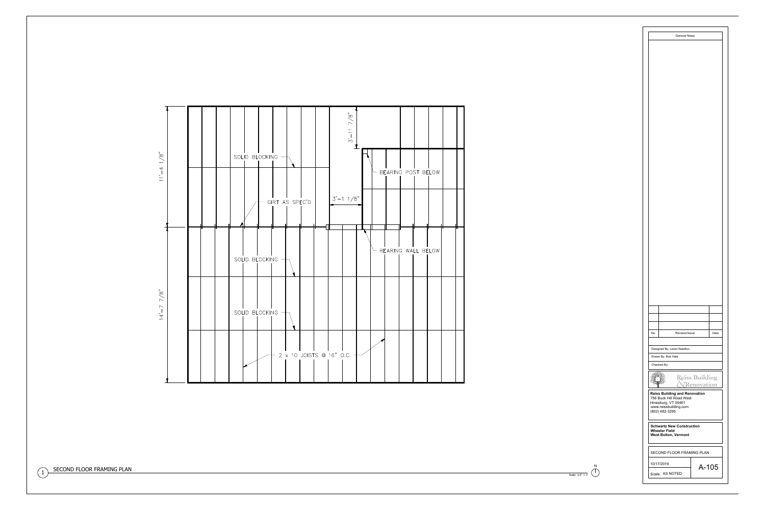11'-4 1/8"

14'-7 7/8"

3'-11 7/8"

3'-1 1/8"

SOLID BLOCKING

GIRT AS SPEC'D

BEARING POST BELOW

BEARING WALL BELOW

SOLID BLOCKING

SOLID BLOCKING

2 x 10 JOISTS @ 16" O.C.

1 SECOND FLOOR FRAMING PLAN

Scale: 1/2" = 1'

N

| General Notes |
| --- |

| No. | Revision/Issue | Date |
| --- | --- | --- |
| | | |
| | | |
| | | |

Designed By: Lexie Haselton

Drawn By: Bob Hale

Checked By:

Reiss Building & Renovation

**Reiss Building and Renovation**
756 Buck Hill Road West
Hinesburg, VT 05461
www.reissbuilding.com
(802) 482-3295

**Schwartz New Construction**
**Wheeler Field**
**West Bolton, Vermont**

SECOND FLOOR FRAMING PLAN

10/17/2019

Scale: AS NOTED

A-105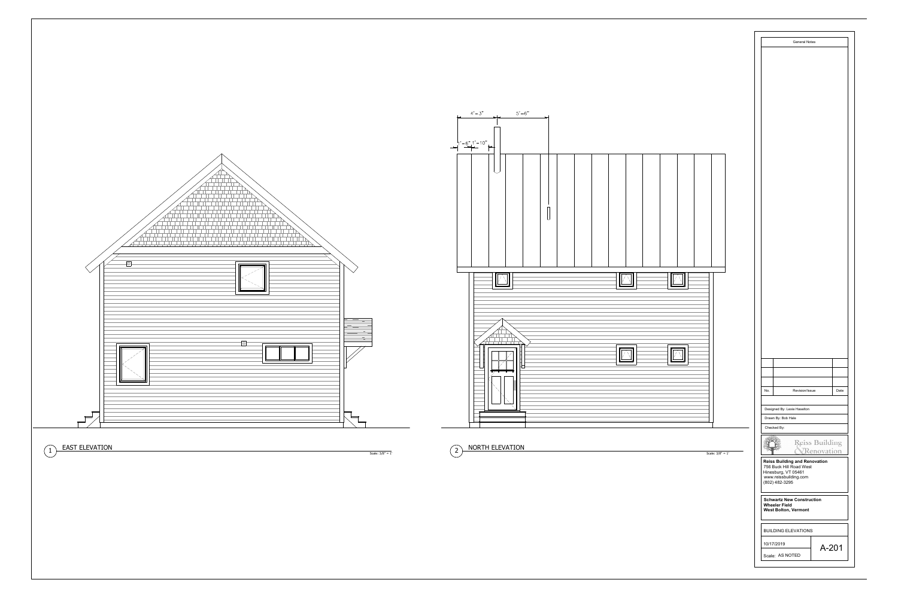4'-3"    5'-6"

1'-6" 1'-10"

## 1 EAST ELEVATION

Scale: 3/8" = 1'

## 2 NORTH ELEVATION

Scale: 3/8" = 1'

General Notes

| No. | Revision/Issue | Date |
|---|---|---|
| | | |
| | | |
| | | |

Designed By: Lexie Haselton

Drawn By: Bob Hale

Checked By:

Reiss Building & Renovation

**Reiss Building and Renovation**
756 Buck Hill Road West
Hinesburg, VT 05461
www.reissbuilding.com
(802) 482-3295

**Schwartz New Construction**
**Wheeler Field**
**West Bolton, Vermont**

BUILDING ELEVATIONS

10/17/2019

Scale: AS NOTED

A-201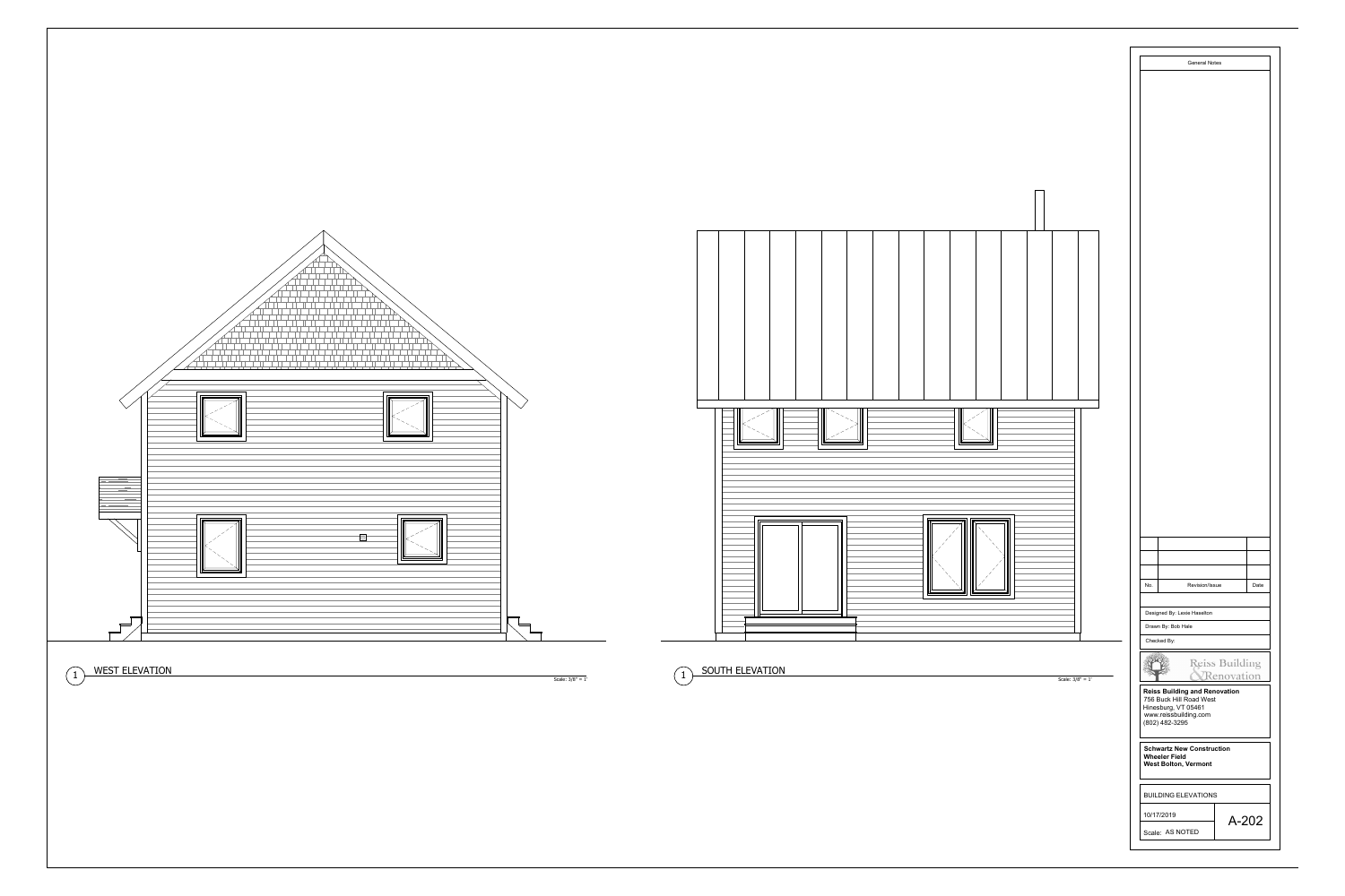1 WEST ELEVATION

Scale: 3/8" = 1'

1 SOUTH ELEVATION

Scale: 3/8" = 1'

General Notes

| No. | Revision/Issue | Date |
|---|---|---|
| | | |
| | | |
| | | |

Designed By: Lexie Haselton

Drawn By: Bob Hale

Checked By:

Reiss Building & Renovation

**Reiss Building and Renovation**
756 Buck Hill Road West
Hinesburg, VT 05461
www.reissbuilding.com
(802) 482-3295

**Schwartz New Construction**
**Wheeler Field**
**West Bolton, Vermont**

BUILDING ELEVATIONS

10/17/2019

Scale: AS NOTED

A-202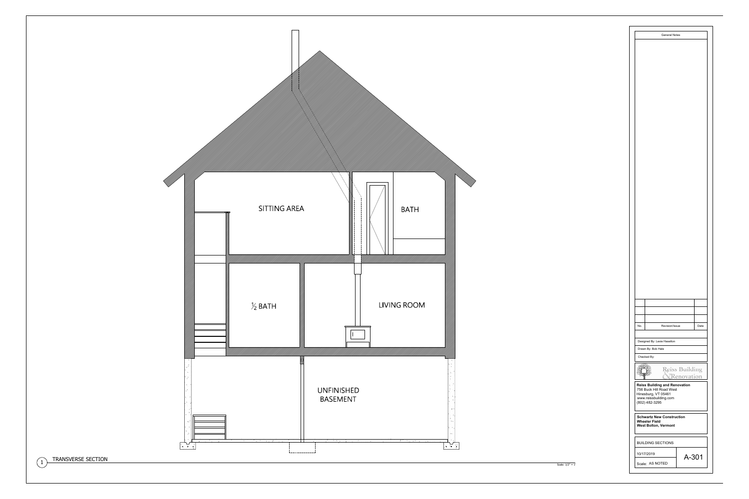SITTING AREA

BATH

½ BATH

LIVING ROOM

UNFINISHED BASEMENT

1 TRANSVERSE SECTION

Scale: 1/2" = 1'

General Notes

| No. | Revision/Issue | Date |
|---|---|---|
| | | |
| | | |
| | | |

Designed By: Lexie Haselton

Drawn By: Bob Hale

Checked By:

Reiss Building & Renovation

**Reiss Building and Renovation**
756 Buck Hill Road West
Hinesburg, VT 05461
www.reissbuilding.com
(802) 482-3295

**Schwartz New Construction**
**Wheeler Field**
**West Bolton, Vermont**

BUILDING SECTIONS

10/17/2019

Scale: AS NOTED

A-301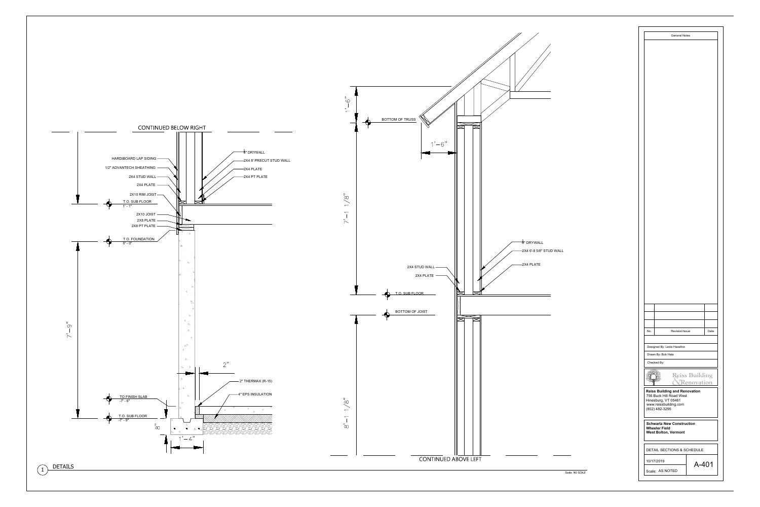CONTINUED BELOW RIGHT

HARDIBOARD LAP SIDING

1/2" ADVANTECH SHEATHING

2X4 STUD WALL

2X4 PLATE

2X10 RIM JOIST

T.O. SUB FLOOR
1' - 1"

2X10 JOIST

2X8 PLATE

2X8 PT PLATE

T.O. FOUNDATION
0' - 0"

½" DRYWALL

2X4 8' PRECUT STUD WALL

2X4 PLATE

2X4 PT PLATE

7'−9"

2"

2" THERMAX (R-15)

4" EPS INSULATION

TO FINISH SLAB
-7' - 6"

T.O. SUB FLOOR
-7' - 9"

8"

1'−4"

1'−6"

BOTTOM OF TRUSS

1'−6"

7'−1 1/8"

½" DRYWALL

2X4 6'-8 5/8" STUD WALL

2X4 PLATE

2X4 STUD WALL

2X4 PLATE

T.O. SUB FLOOR

BOTTOM OF JOIST

8'−1 1/8"

CONTINUED ABOVE LEFT

1 DETAILS

Scale: NO SCALE

General Notes

| No. | Revision/Issue | Date |
|---|---|---|
| | | |
| | | |
| | | |

Designed By: Lexie Haselton

Drawn By: Bob Hale

Checked By:

Reiss Building & Renovation

**Reiss Building and Renovation**
756 Buck Hill Road West
Hinesburg, VT 05461
www.reissbuilding.com
(802) 482-3295

**Schwartz New Construction**
**Wheeler Field**
**West Bolton, Vermont**

DETAIL SECTIONS & SCHEDULE

10/17/2019

Scale: AS NOTED

A-401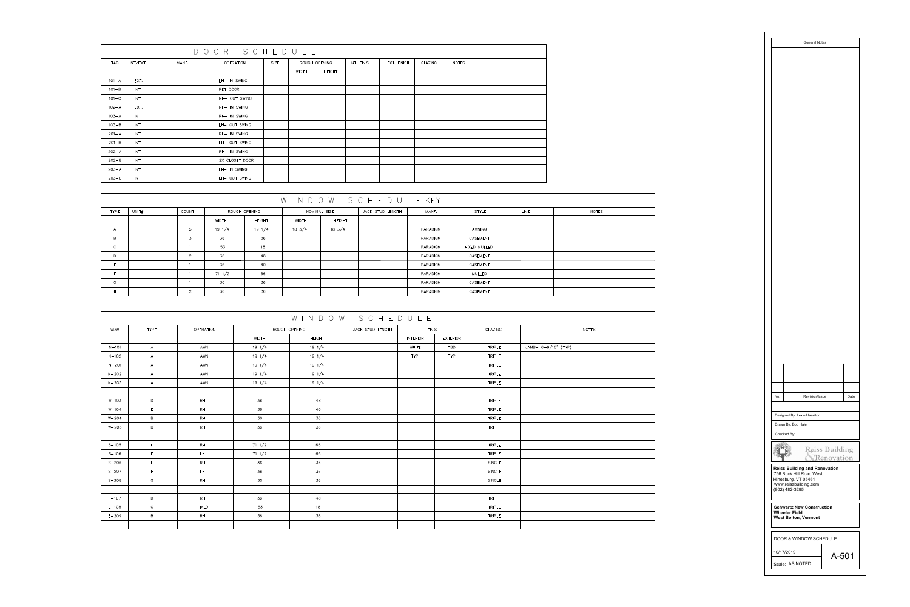# DOOR SCHEDULE

| TAG | INT/EXT | MANF. | OPERATION | SIZE | ROUGH OPENING | | INT. FINISH | EXT. FINISH | GLAZING | NOTES |
|---|---|---|---|---|---|---|---|---|---|---|
| | | | | | WIDTH | HEIGHT | | | | |
| 101-A | EXT. | | LH- IN SWING | | | | | | | |
| 101-B | INT. | | PKT DOOR | | | | | | | |
| 101-C | INT. | | RH- OUT SWING | | | | | | | |
| 102-A | EXT. | | RH- IN SWING | | | | | | | |
| 103-A | INT. | | RH- IN SWING | | | | | | | |
| 103-B | INT. | | LH- OUT SWING | | | | | | | |
| 201-A | INT. | | RH- IN SWING | | | | | | | |
| 201-B | INT. | | LH- OUT SWING | | | | | | | |
| 202-A | INT. | | RH- IN SWING | | | | | | | |
| 202-B | INT. | | 2X CLOSET DOOR | | | | | | | |
| 203-A | INT. | | LH- IN SWING | | | | | | | |
| 203-B | INT. | | LH- OUT SWING | | | | | | | |

# WINDOW SCHEDULE KEY

| TYPE | UNIT# | COUNT | ROUGH OPENING | | NOMINAL SIZE | | JACK STUD LENGTH | MANF. | STYLE | LINE | NOTES |
|---|---|---|---|---|---|---|---|---|---|---|---|
| | | | WIDTH | HEIGHT | WIDTH | HEIGHT | | | | | |
| A | | 5 | 19 1/4 | 19 1/4 | 18 3/4 | 18 3/4 | | PARADIGM | AWNING | | |
| B | | 3 | 36 | 36 | | | | PARADIGM | CASEMENT | | |
| C | | 1 | 53 | 18 | | | | PARADIGM | FIXED MULLED | | |
| D | | 2 | 36 | 48 | | | | PARADIGM | CASEMENT | | |
| E | | 1 | 36 | 40 | | | | PARADIGM | CASEMENT | | |
| F | | 1 | 71 1/2 | 66 | | | | PARADIGM | MULLED | | |
| G | | 1 | 30 | 36 | | | | PARADIGM | CASEMENT | | |
| H | | 2 | 36 | 36 | | | | PARADIGM | CASEMENT | | |

# WINDOW SCHEDULE

| WDW | TYPE | OPERATION | ROUGH OPENING | | JACK STUD LENGTH | FINISH | | GLAZING | NOTES |
|---|---|---|---|---|---|---|---|---|---|
| | | | WIDTH | HEIGHT | | INTERIOR | EXTERIOR | | |
| N-101 | A | AWN | 19 1/4 | 19 1/4 | | WHITE | TBD | TRIPLE | JAMB- 6-9/16" (TYP) |
| N-102 | A | AWN | 19 1/4 | 19 1/4 | | TYP | TYP | TRIPLE | |
| N-201 | A | AWN | 19 1/4 | 19 1/4 | | | | TRIPLE | |
| N-202 | A | AWN | 19 1/4 | 19 1/4 | | | | TRIPLE | |
| N-203 | A | AWN | 19 1/4 | 19 1/4 | | | | TRIPLE | |
| | | | | | | | | | |
| W-103 | D | RH | 36 | 48 | | | | TRIPLE | |
| W-104 | E | RH | 36 | 40 | | | | TRIPLE | |
| W-204 | B | RH | 36 | 36 | | | | TRIPLE | |
| W-205 | B | RH | 36 | 36 | | | | TRIPLE | |
| | | | | | | | | | |
| S-105 | F | RH | 71 1/2 | 66 | | | | TRIPLE | |
| S-106 | F | LH | 71 1/2 | 66 | | | | TRIPLE | |
| S-206 | H | RH | 36 | 36 | | | | SINGLE | |
| S-207 | H | LH | 36 | 36 | | | | SINGLE | |
| S-208 | G | RH | 30 | 36 | | | | SINGLE | |
| | | | | | | | | | |
| E-107 | D | RH | 36 | 48 | | | | TRIPLE | |
| E-108 | C | FIXED | 53 | 18 | | | | TRIPLE | |
| E-209 | B | RH | 36 | 36 | | | | TRIPLE | |

General Notes

| No. | Revision/Issue | Date |
|---|---|---|
| | | |

Designed By: Lexie Haselton

Drawn By: Bob Hale

Checked By:

Reiss Building & Renovation

**Reiss Building and Renovation**
756 Buck Hill Road West
Hinesburg, VT 05461
www.reissbuilding.com
(802) 482-3295

**Schwartz New Construction**
**Wheeler Field**
**West Bolton, Vermont**

DOOR & WINDOW SCHEDULE

10/17/2019

Scale: AS NOTED

A-501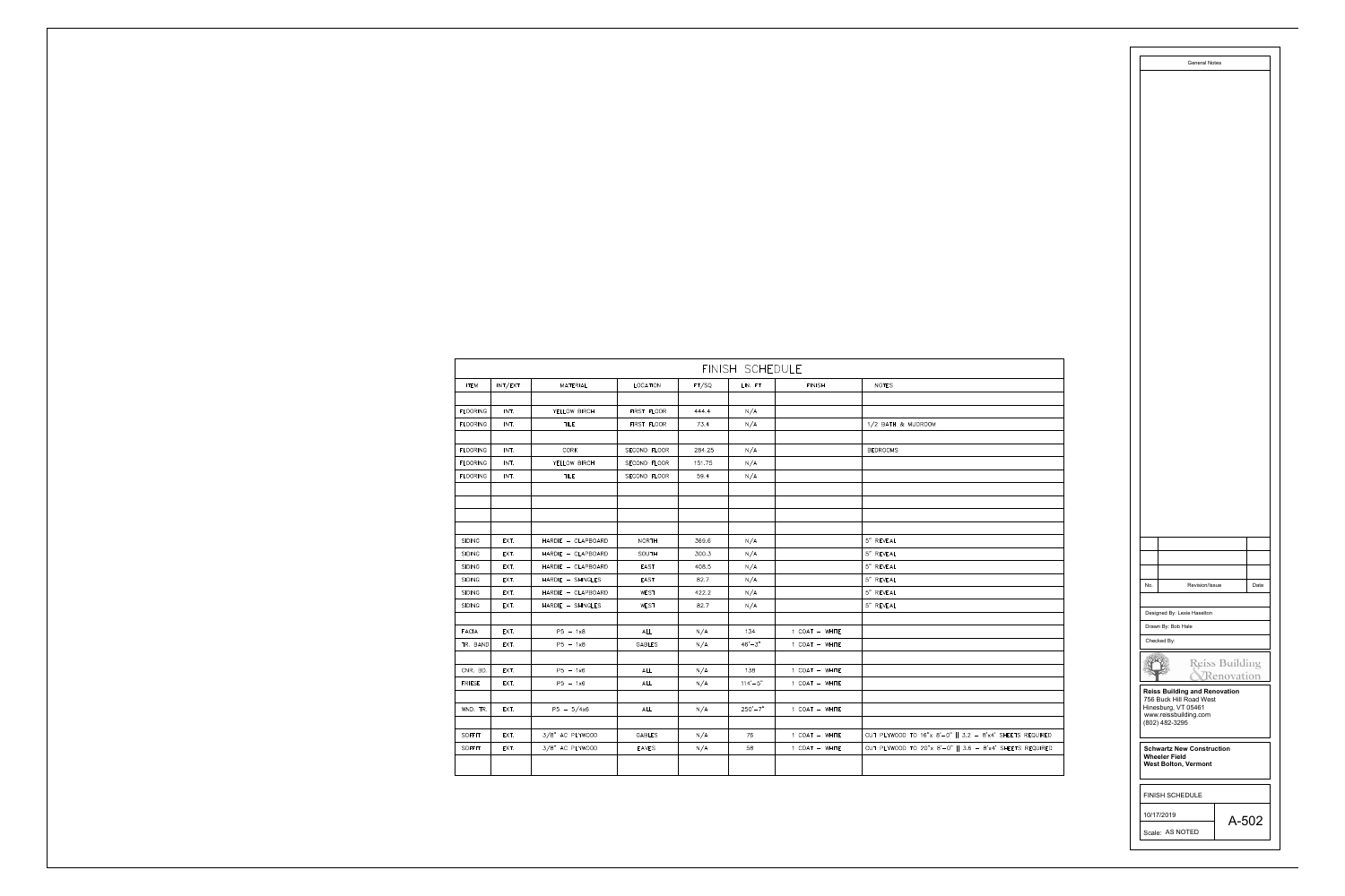# FINISH SCHEDULE

| ITEM | INT/EXT | MATERIAL | LOCATION | FT/SQ | LIN. FT | FINISH | NOTES |
|---|---|---|---|---|---|---|---|
| | | | | | | | |
| FLOORING | INT. | YELLOW BIRCH | FIRST FLOOR | 444.4 | N/A | | |
| FLOORING | INT. | TILE | FIRST FLOOR | 73.4 | N/A | | 1/2 BATH & MUDROOM |
| | | | | | | | |
| FLOORING | INT. | CORK | SECOND FLOOR | 284.25 | N/A | | BEDROOMS |
| FLOORING | INT. | YELLOW BIRCH | SECOND FLOOR | 151.75 | N/A | | |
| FLOORING | INT. | TILE | SECOND FLOOR | 59.4 | N/A | | |
| | | | | | | | |
| | | | | | | | |
| | | | | | | | |
| | | | | | | | |
| SIDING | EXT. | HARDIE – CLAPBOARD | NORTH | 369.6 | N/A | | 5" REVEAL |
| SIDING | EXT. | HARDIE – CLAPBOARD | SOUTH | 300.3 | N/A | | 5" REVEAL |
| SIDING | EXT. | HARDIE – CLAPBOARD | EAST | 408.5 | N/A | | 5" REVEAL |
| SIDING | EXT. | HARDIE – SHINGLES | EAST | 82.7 | N/A | | 5" REVEAL |
| SIDING | EXT. | HARDIE – CLAPBOARD | WEST | 422.2 | N/A | | 5" REVEAL |
| SIDING | EXT. | HARDIE – SHINGLES | WEST | 82.7 | N/A | | 5" REVEAL |
| | | | | | | | |
| FACIA | EXT. | P5 – 1x8 | ALL | N/A | 134 | 1 COAT – WHITE | |
| TR. BAND | EXT. | P5 – 1x8 | GABLES | N/A | 46'–3" | 1 COAT – WHITE | |
| | | | | | | | |
| CNR. BD. | EXT. | P5 – 1x6 | ALL | N/A | 138 | 1 COAT – WHITE | |
| FRIESE | EXT. | P5 – 1x6 | ALL | N/A | 114'–5" | 1 COAT – WHITE | |
| | | | | | | | |
| WND. TR. | EXT. | P5 – 5/4x6 | ALL | N/A | 250'–7" | 1 COAT – WHITE | |
| | | | | | | | |
| SOFFIT | EXT. | 3/8" AC PLYWOOD | GABLES | N/A | 76 | 1 COAT – WHITE | CUT PLYWOOD TO 16"x 8'–0" \|\| 3.2 – 8'x4' SHEETS REQUIRED |
| SOFFIT | EXT. | 3/8" AC PLYWOOD | EAVES | N/A | 58 | 1 COAT – WHITE | CUT PLYWOOD TO 20"x 8'–0" \|\| 3.6 – 8'x4' SHEETS REQUIRED |
| | | | | | | | |

General Notes

| No. | Revision/Issue | Date |
|---|---|---|
| | | |
| | | |
| | | |

Designed By: Lexie Haselton

Drawn By: Bob Hale

Checked By:

Reiss Building & Renovation

**Reiss Building and Renovation**
756 Buck Hill Road West
Hinesburg, VT 05461
www.reissbuilding.com
(802) 482-3295

**Schwartz New Construction**
**Wheeler Field**
**West Bolton, Vermont**

FINISH SCHEDULE

10/17/2019

Scale: AS NOTED

A-502